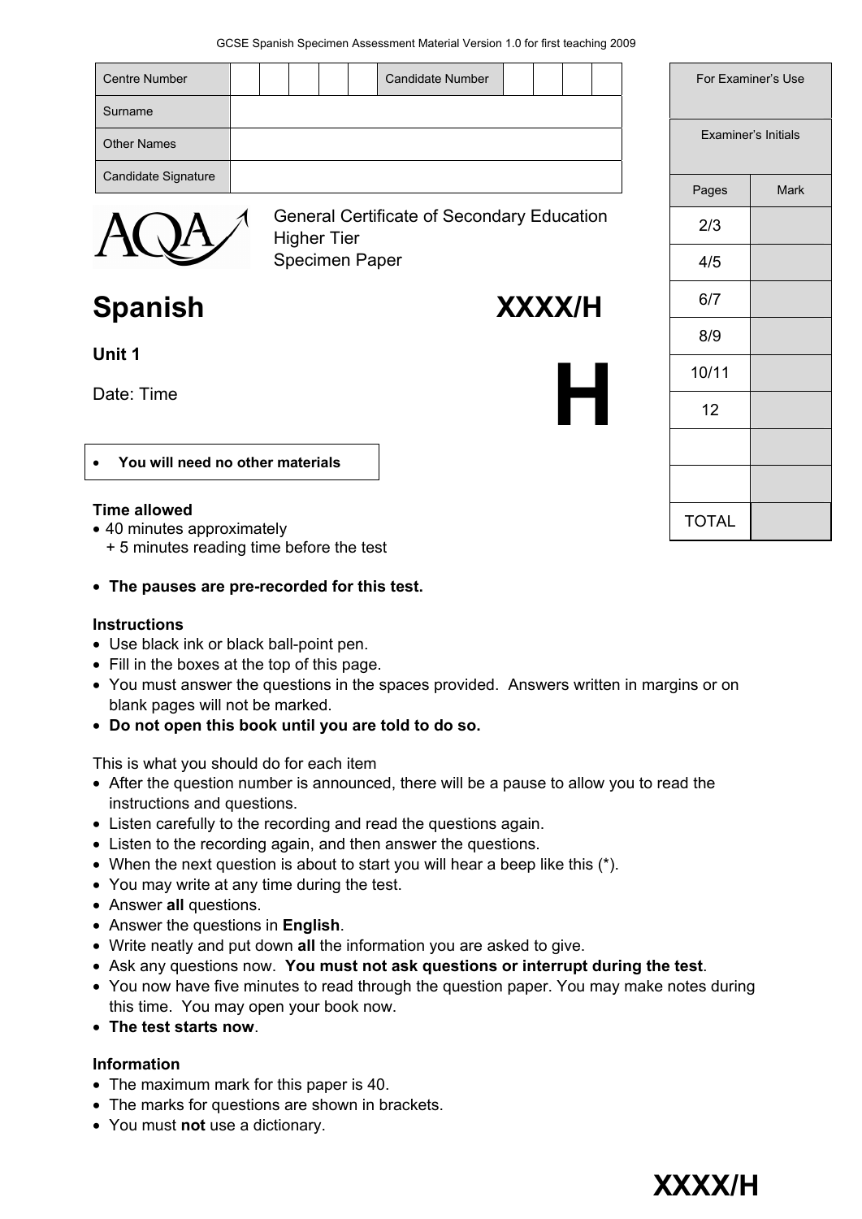GCSE Spanish Specimen Assessment Material Version 1.0 for first teaching 2009

| | | | |
|---|---|---|---|
| Centre Number | | Candidate Number | |
| Surname | | | |
| Other Names | | | |
| Candidate Signature | | | |

| For Examiner's Use | |
|---|---|
| Examiner's Initials | |
| Pages | Mark |
| 2/3 | |
| 4/5 | |
| 6/7 | |
| 8/9 | |
| 10/11 | |
| 12 | |
| | |
| | |
| TOTAL | |

AQA

General Certificate of Secondary Education
Higher Tier
Specimen Paper

# Spanish XXXX/H

**Unit 1**

Date: Time

**H**

- **You will need no other materials**

**Time allowed**
- 40 minutes approximately
  + 5 minutes reading time before the test

- **The pauses are pre-recorded for this test.**

**Instructions**
- Use black ink or black ball-point pen.
- Fill in the boxes at the top of this page.
- You must answer the questions in the spaces provided. Answers written in margins or on blank pages will not be marked.
- **Do not open this book until you are told to do so.**

This is what you should do for each item
- After the question number is announced, there will be a pause to allow you to read the instructions and questions.
- Listen carefully to the recording and read the questions again.
- Listen to the recording again, and then answer the questions.
- When the next question is about to start you will hear a beep like this (*).
- You may write at any time during the test.
- Answer **all** questions.
- Answer the questions in **English**.
- Write neatly and put down **all** the information you are asked to give.
- Ask any questions now. **You must not ask questions or interrupt during the test**.
- You now have five minutes to read through the question paper. You may make notes during this time. You may open your book now.
- **The test starts now**.

**Information**
- The maximum mark for this paper is 40.
- The marks for questions are shown in brackets.
- You must **not** use a dictionary.

**XXXX/H**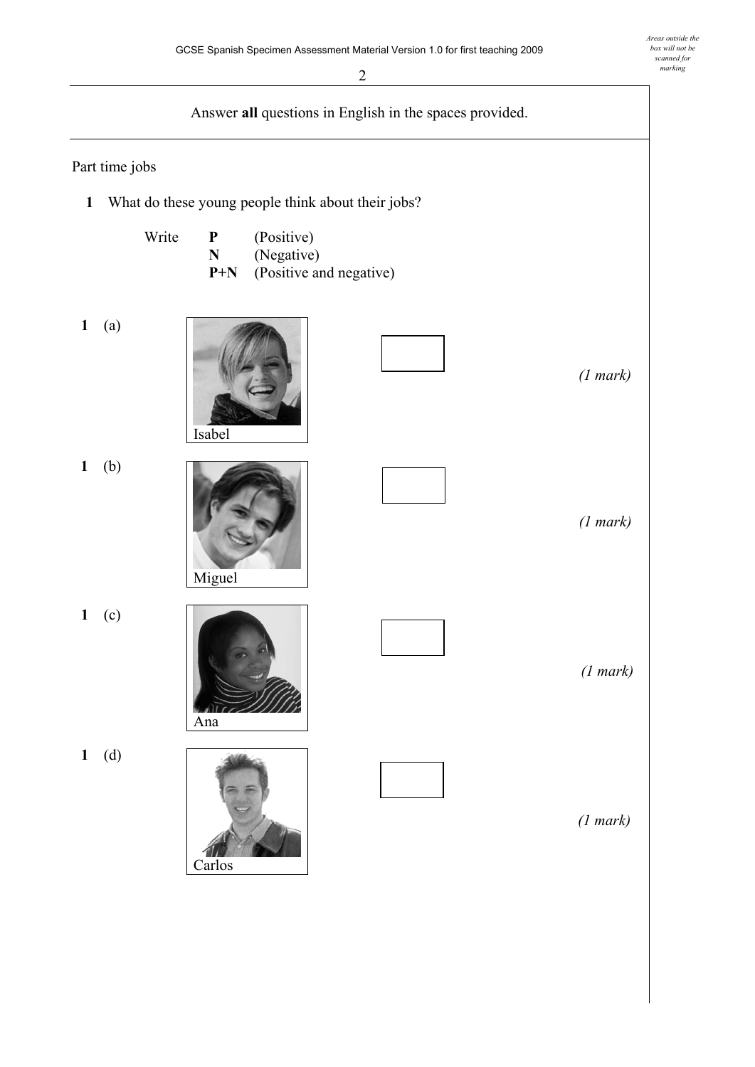Answer **all** questions in English in the spaces provided.

Part time jobs

**1** What do these young people think about their jobs?

Write **P** (Positive)
**N** (Negative)
**P+N** (Positive and negative)

**1** (a) Isabel

*(1 mark)*

**1** (b) Miguel

*(1 mark)*

**1** (c) Ana

*(1 mark)*

**1** (d) Carlos

*(1 mark)*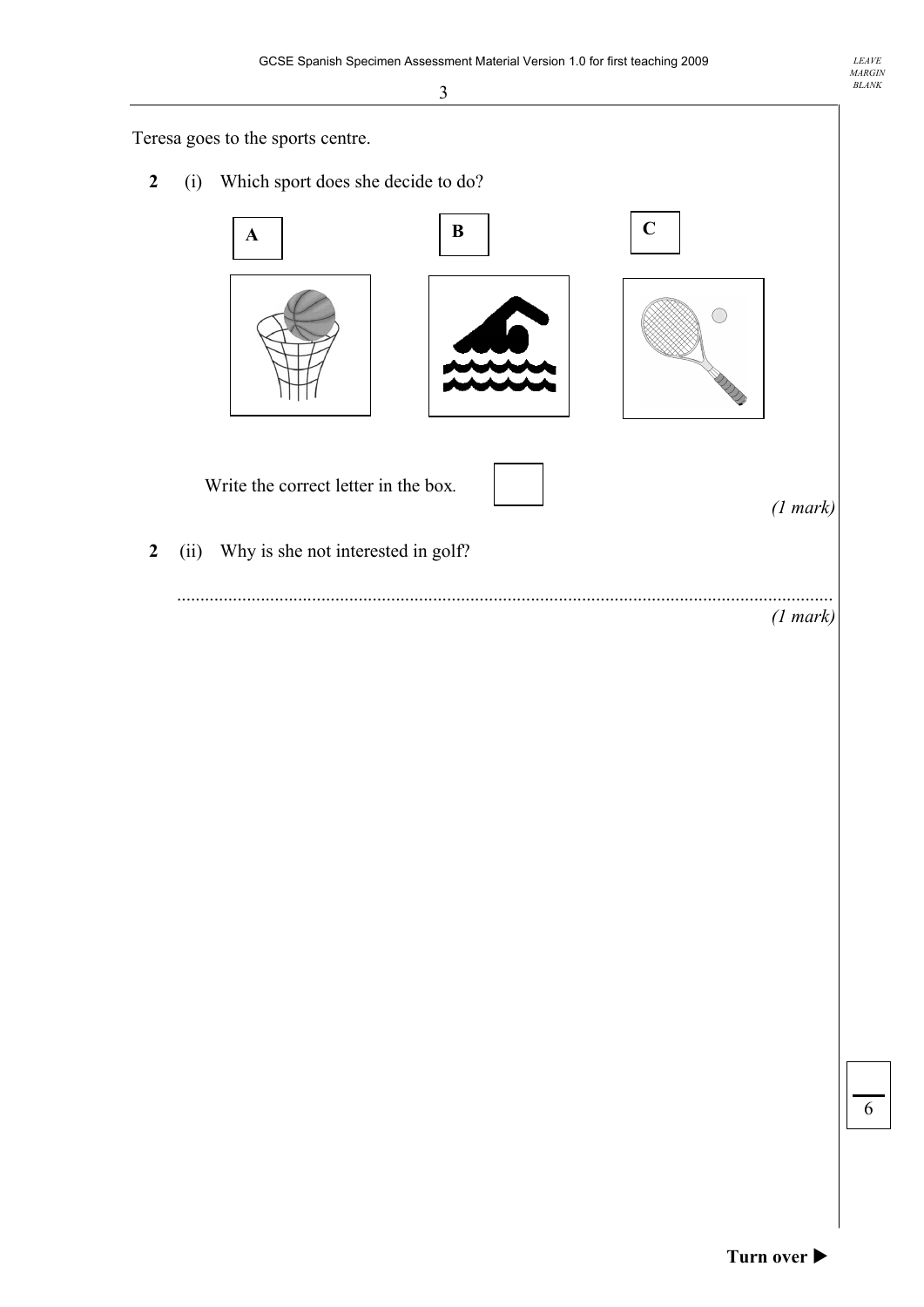Teresa goes to the sports centre.

**2** (i) Which sport does she decide to do?

**A** **B** **C**

Write the correct letter in the box.

*(1 mark)*

**2** (ii) Why is she not interested in golf?

..........................................................................................................................................

*(1 mark)*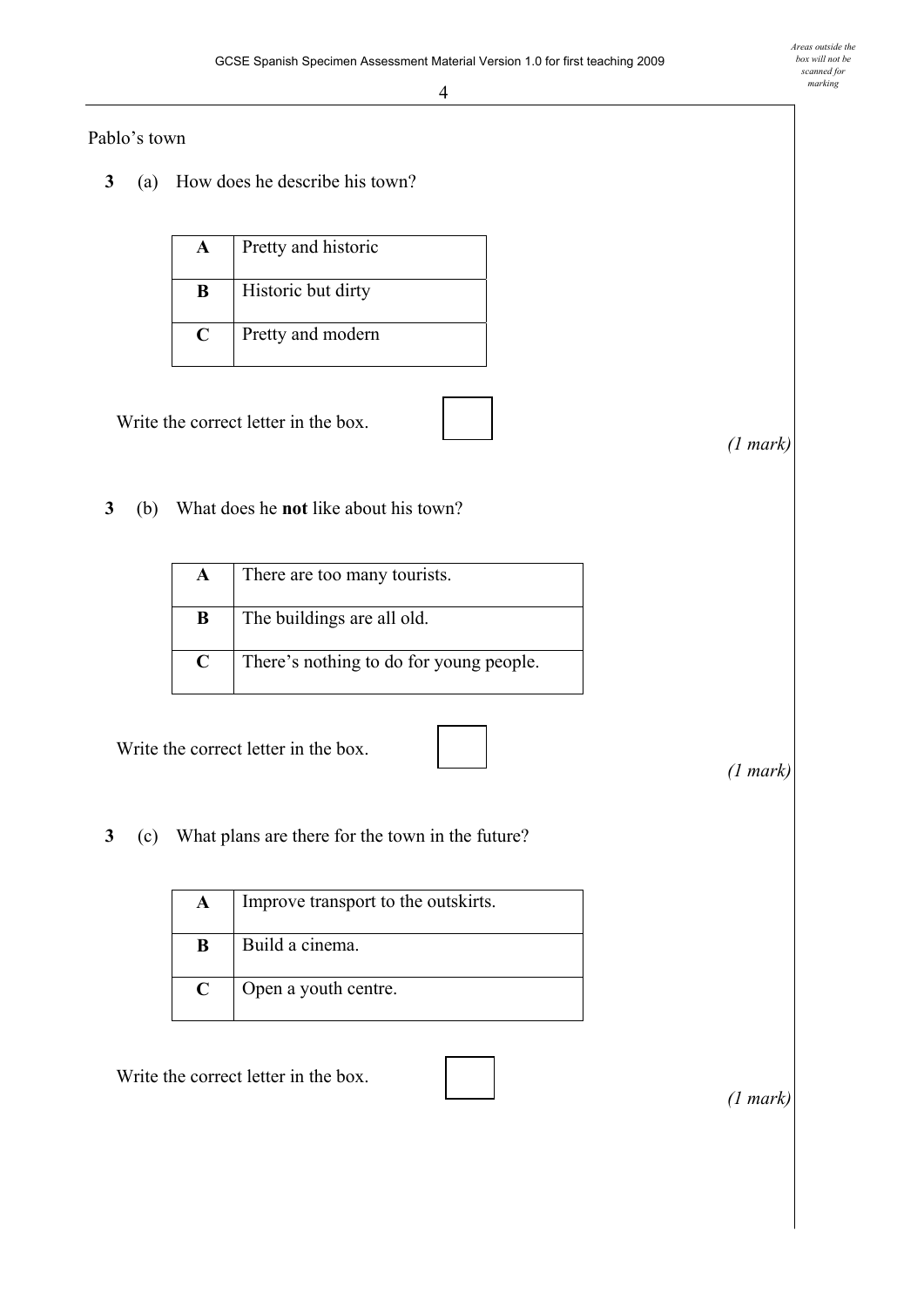Pablo's town

**3** (a) How does he describe his town?

| | |
|---|---|
| **A** | Pretty and historic |
| **B** | Historic but dirty |
| **C** | Pretty and modern |

Write the correct letter in the box.

*(1 mark)*

**3** (b) What does he **not** like about his town?

| | |
|---|---|
| **A** | There are too many tourists. |
| **B** | The buildings are all old. |
| **C** | There's nothing to do for young people. |

Write the correct letter in the box.

*(1 mark)*

**3** (c) What plans are there for the town in the future?

| | |
|---|---|
| **A** | Improve transport to the outskirts. |
| **B** | Build a cinema. |
| **C** | Open a youth centre. |

Write the correct letter in the box.

*(1 mark)*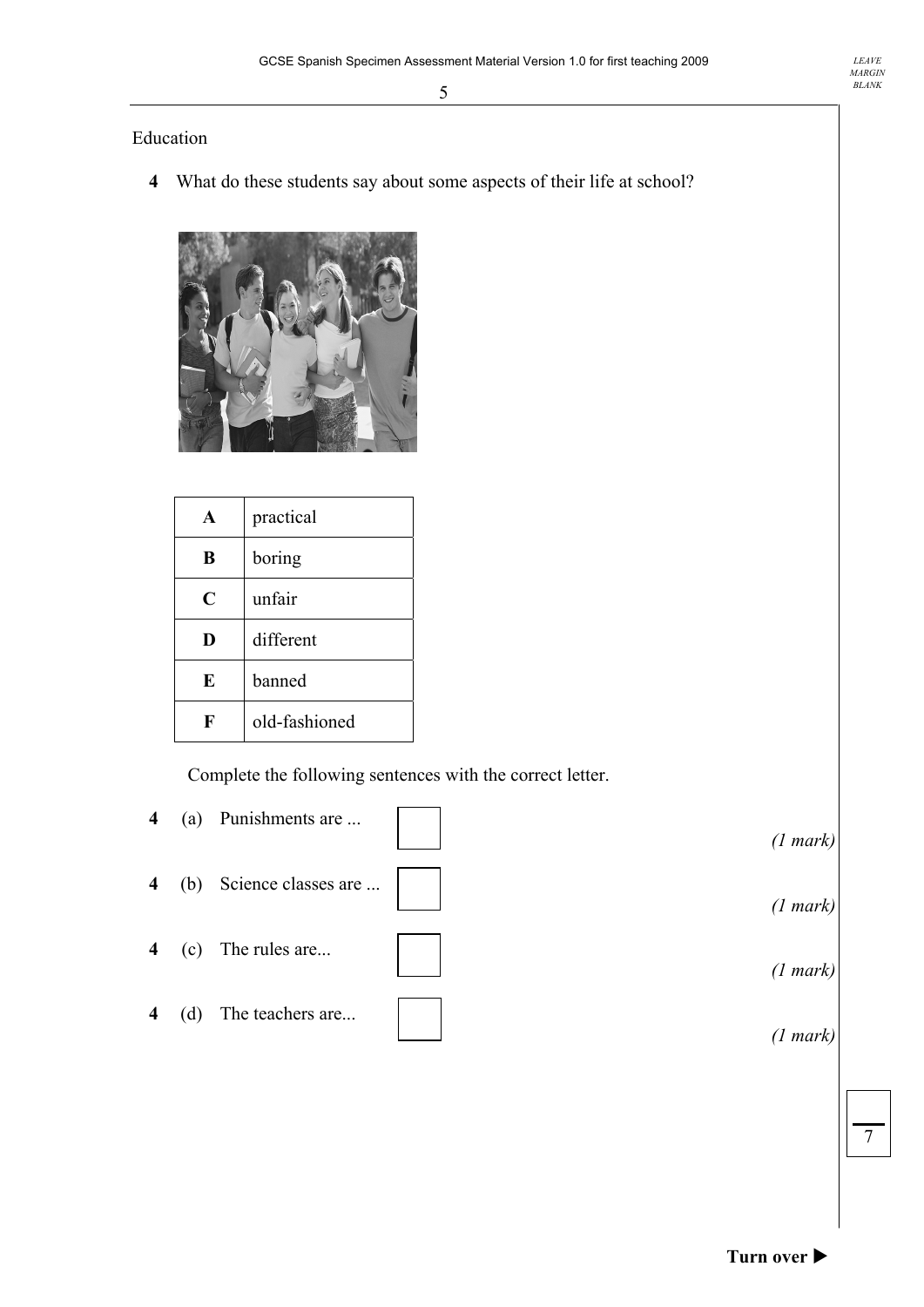Education

**4** What do these students say about some aspects of their life at school?

| | |
|---|---|
| **A** | practical |
| **B** | boring |
| **C** | unfair |
| **D** | different |
| **E** | banned |
| **F** | old-fashioned |

Complete the following sentences with the correct letter.

**4** (a) Punishments are ... *(1 mark)*

**4** (b) Science classes are ... *(1 mark)*

**4** (c) The rules are... *(1 mark)*

**4** (d) The teachers are... *(1 mark)*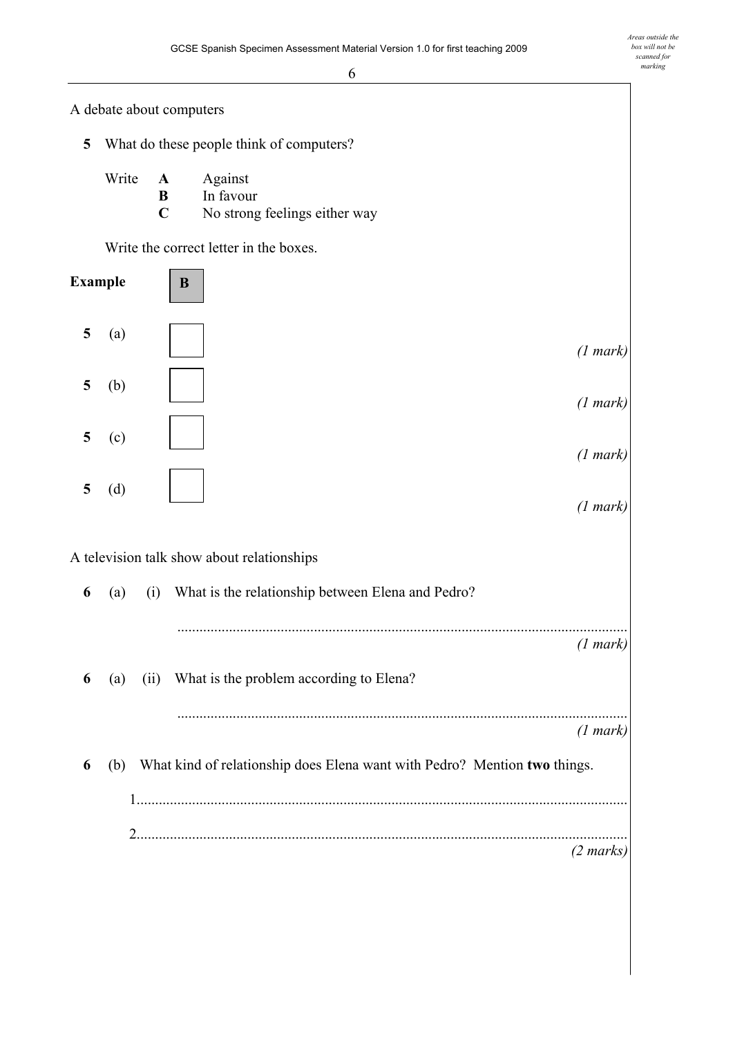A debate about computers

**5** What do these people think of computers?

Write **A** Against
**B** In favour
**C** No strong feelings either way

Write the correct letter in the boxes.

**Example** B

**5** (a) ☐ *(1 mark)*

**5** (b) ☐ *(1 mark)*

**5** (c) ☐ *(1 mark)*

**5** (d) ☐ *(1 mark)*

A television talk show about relationships

**6** (a) (i) What is the relationship between Elena and Pedro?

........................................................................................................................ *(1 mark)*

**6** (a) (ii) What is the problem according to Elena?

........................................................................................................................ *(1 mark)*

**6** (b) What kind of relationship does Elena want with Pedro? Mention **two** things.

1..................................................................................................................................

2.................................................................................................................................. *(2 marks)*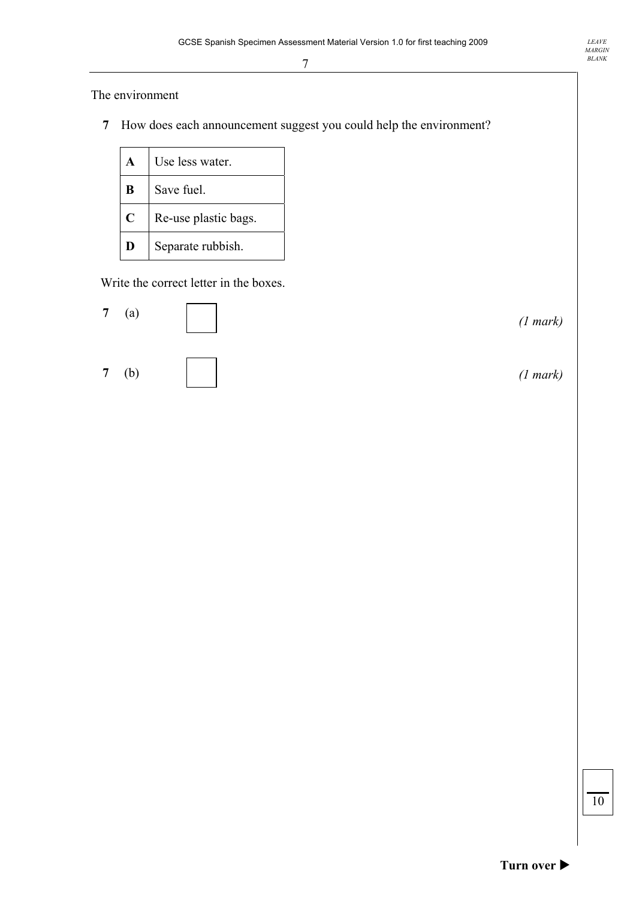The environment

**7** How does each announcement suggest you could help the environment?

| | |
|---|---|
| **A** | Use less water. |
| **B** | Save fuel. |
| **C** | Re-use plastic bags. |
| **D** | Separate rubbish. |

Write the correct letter in the boxes.

**7** (a) ☐ *(1 mark)*

**7** (b) ☐ *(1 mark)*

**Turn over ▶**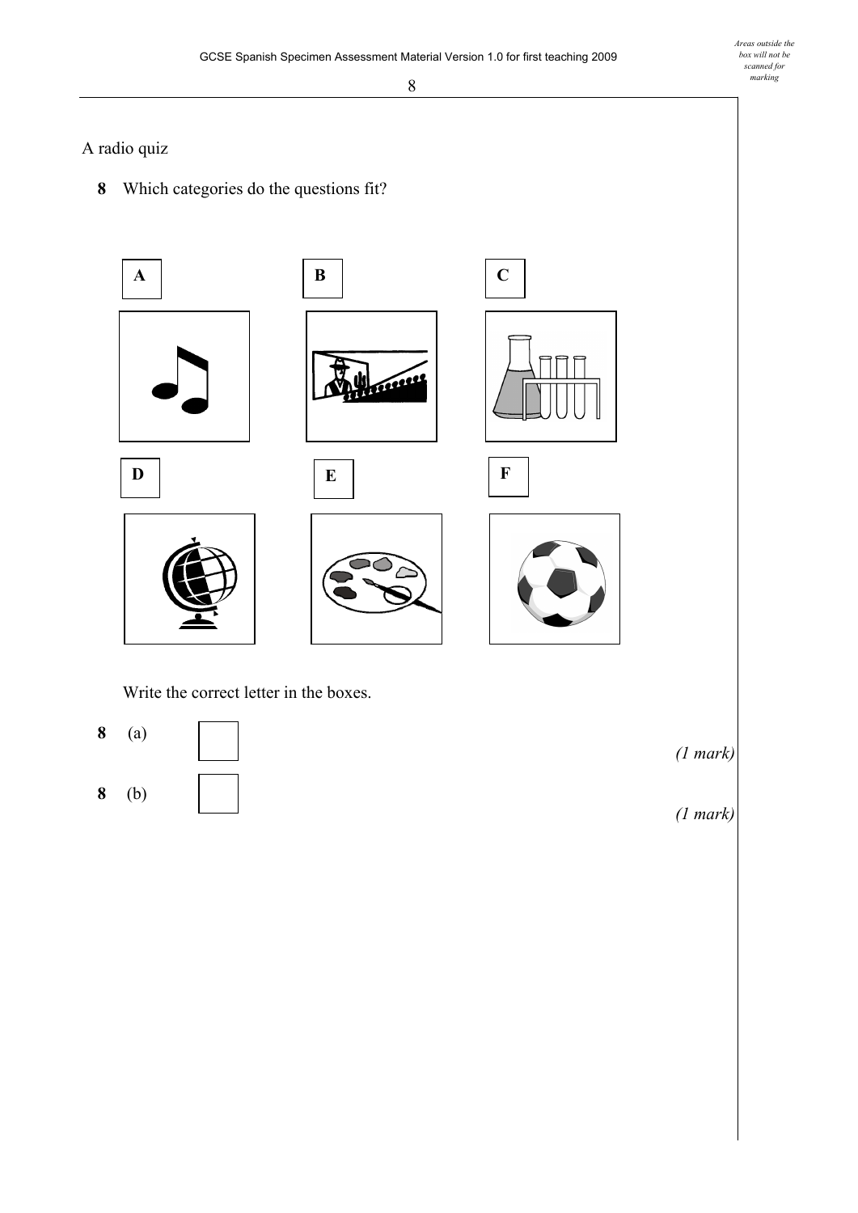A radio quiz

**8** Which categories do the questions fit?

**A**

**B**

**C**

**D**

**E**

**F**

Write the correct letter in the boxes.

**8** (a) ☐ *(1 mark)*

**8** (b) ☐ *(1 mark)*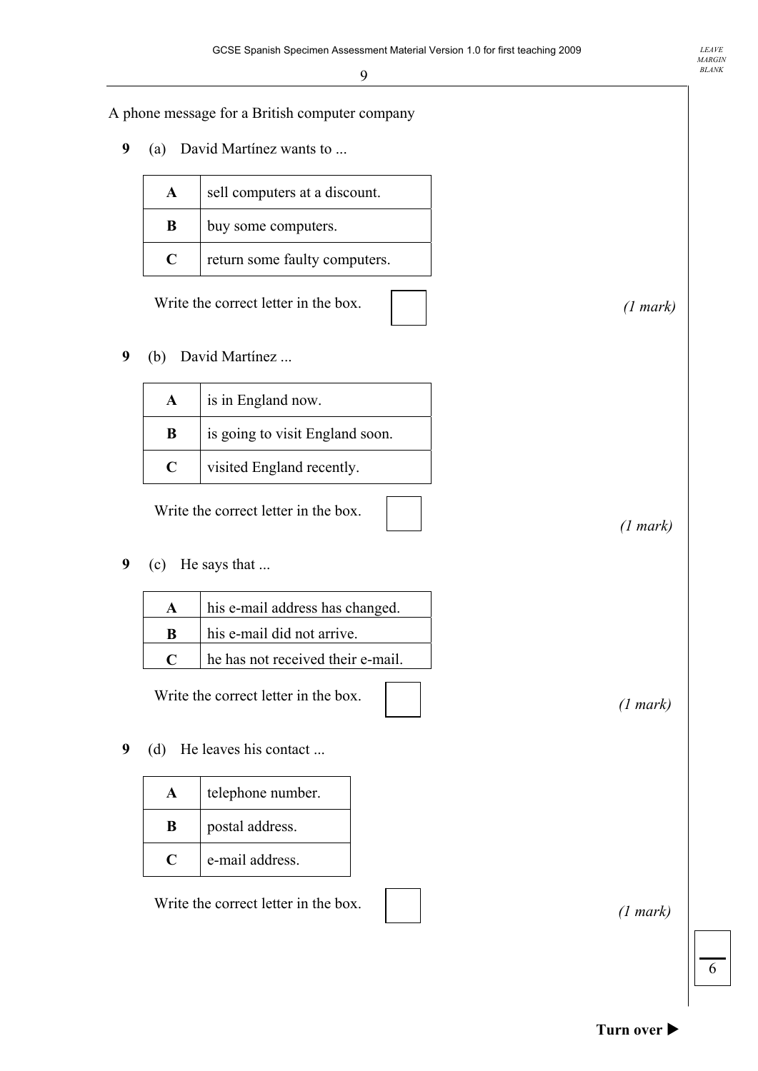A phone message for a British computer company

**9** (a) David Martínez wants to ...

| | |
|---|---|
| **A** | sell computers at a discount. |
| **B** | buy some computers. |
| **C** | return some faulty computers. |

Write the correct letter in the box. ☐ *(1 mark)*

**9** (b) David Martínez ...

| | |
|---|---|
| **A** | is in England now. |
| **B** | is going to visit England soon. |
| **C** | visited England recently. |

Write the correct letter in the box. ☐ *(1 mark)*

**9** (c) He says that ...

| | |
|---|---|
| **A** | his e-mail address has changed. |
| **B** | his e-mail did not arrive. |
| **C** | he has not received their e-mail. |

Write the correct letter in the box. ☐ *(1 mark)*

**9** (d) He leaves his contact ...

| | |
|---|---|
| **A** | telephone number. |
| **B** | postal address. |
| **C** | e-mail address. |

Write the correct letter in the box. ☐ *(1 mark)*

6

**Turn over ▶**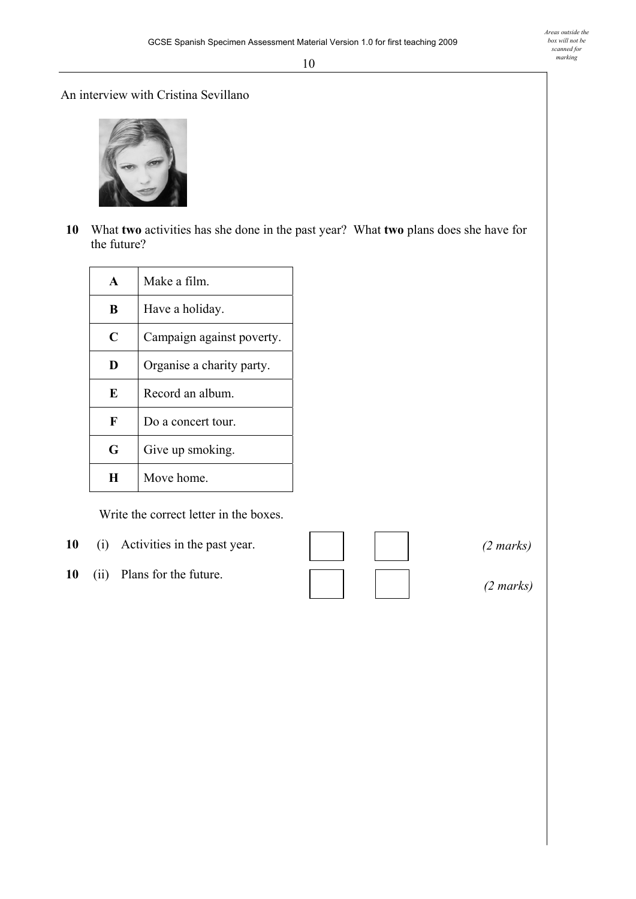An interview with Cristina Sevillano

**10** What **two** activities has she done in the past year? What **two** plans does she have for the future?

| | |
|---|---|
| **A** | Make a film. |
| **B** | Have a holiday. |
| **C** | Campaign against poverty. |
| **D** | Organise a charity party. |
| **E** | Record an album. |
| **F** | Do a concert tour. |
| **G** | Give up smoking. |
| **H** | Move home. |

Write the correct letter in the boxes.

**10** (i) Activities in the past year. *(2 marks)*

**10** (ii) Plans for the future. *(2 marks)*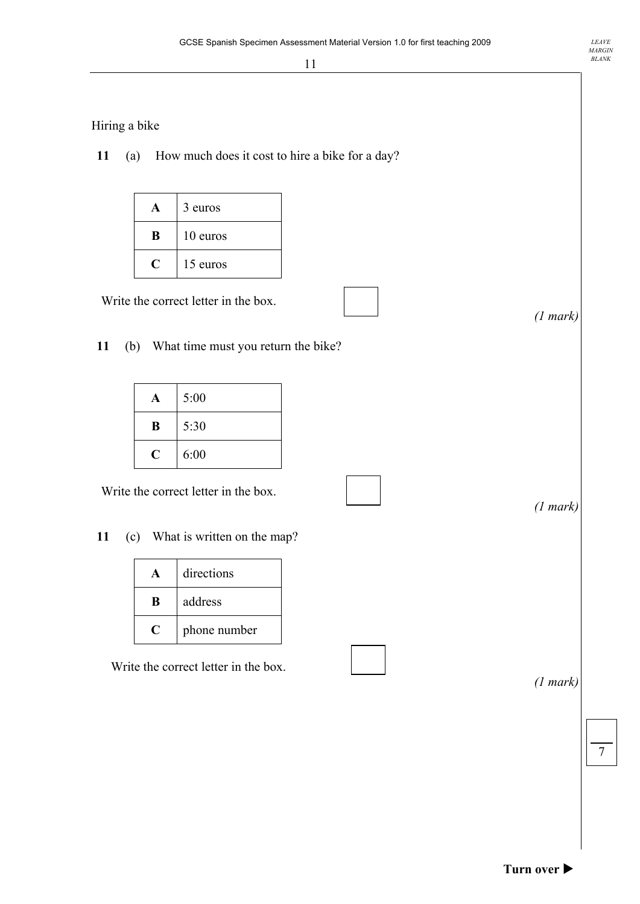Hiring a bike

**11** (a) How much does it cost to hire a bike for a day?

| | |
|---|---|
| **A** | 3 euros |
| **B** | 10 euros |
| **C** | 15 euros |

Write the correct letter in the box.

*(1 mark)*

**11** (b) What time must you return the bike?

| | |
|---|---|
| **A** | 5:00 |
| **B** | 5:30 |
| **C** | 6:00 |

Write the correct letter in the box.

*(1 mark)*

**11** (c) What is written on the map?

| | |
|---|---|
| **A** | directions |
| **B** | address |
| **C** | phone number |

Write the correct letter in the box.

*(1 mark)*

7

**Turn over ▶**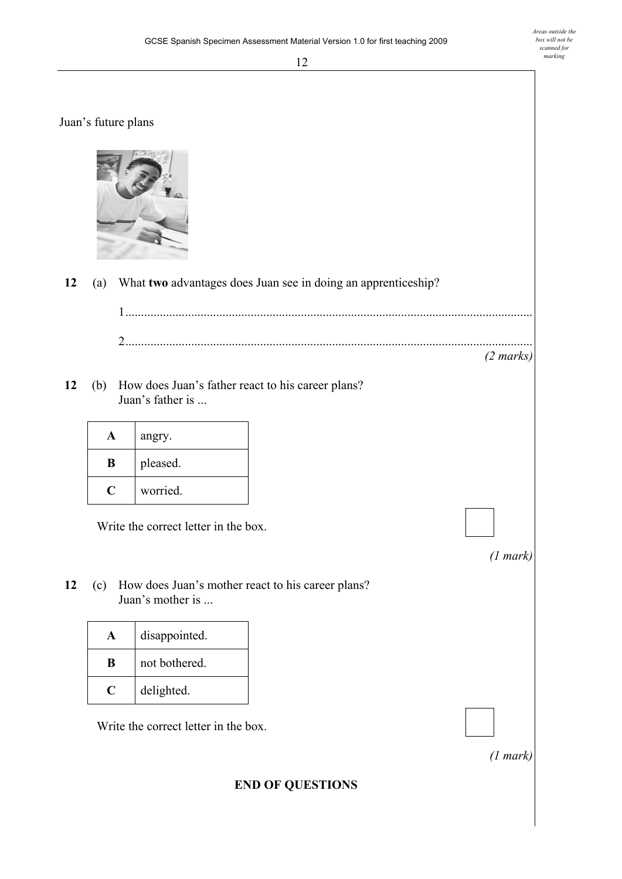Juan's future plans

**12** (a) What **two** advantages does Juan see in doing an apprenticeship?

1.................................................................................................................................

2.................................................................................................................................

*(2 marks)*

**12** (b) How does Juan's father react to his career plans?
Juan's father is ...

| | |
|---|---|
| **A** | angry. |
| **B** | pleased. |
| **C** | worried. |

Write the correct letter in the box.

*(1 mark)*

**12** (c) How does Juan's mother react to his career plans?
Juan's mother is ...

| | |
|---|---|
| **A** | disappointed. |
| **B** | not bothered. |
| **C** | delighted. |

Write the correct letter in the box.

*(1 mark)*

**END OF QUESTIONS**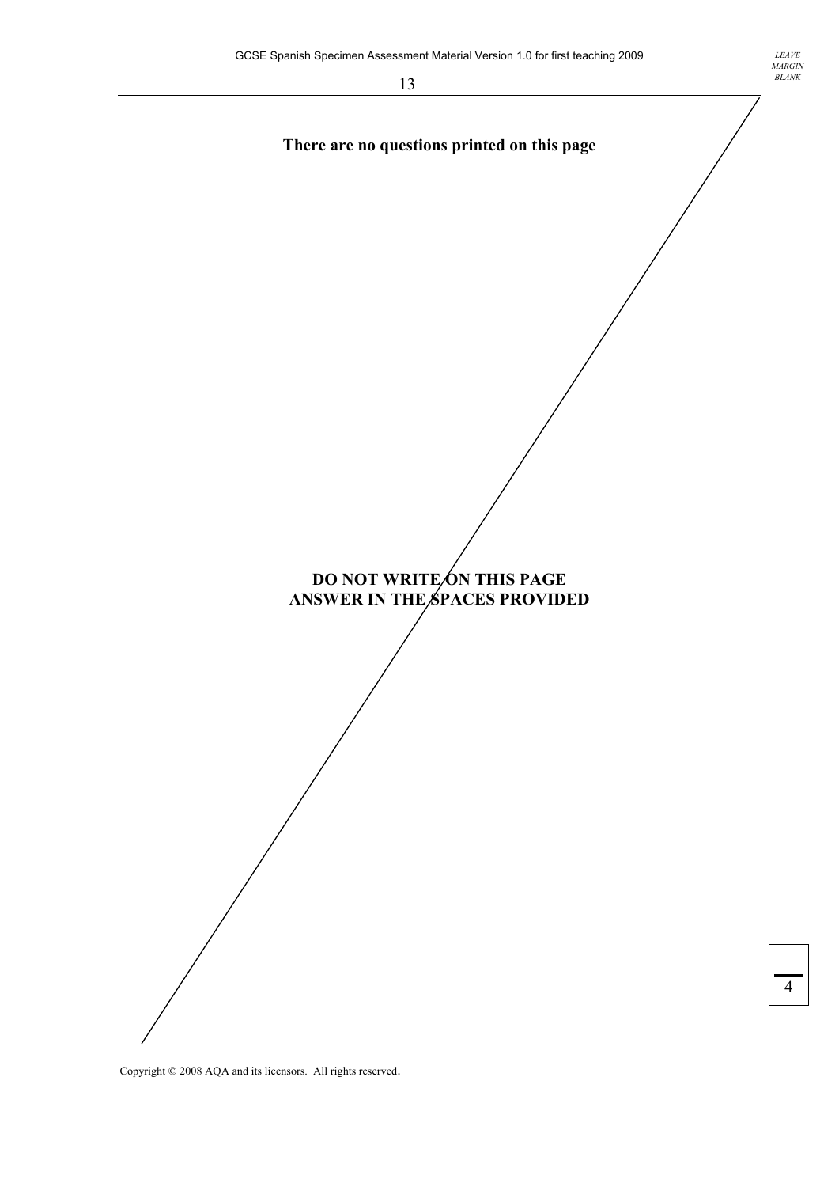**There are no questions printed on this page**

**DO NOT WRITE ON THIS PAGE**
**ANSWER IN THE SPACES PROVIDED**

4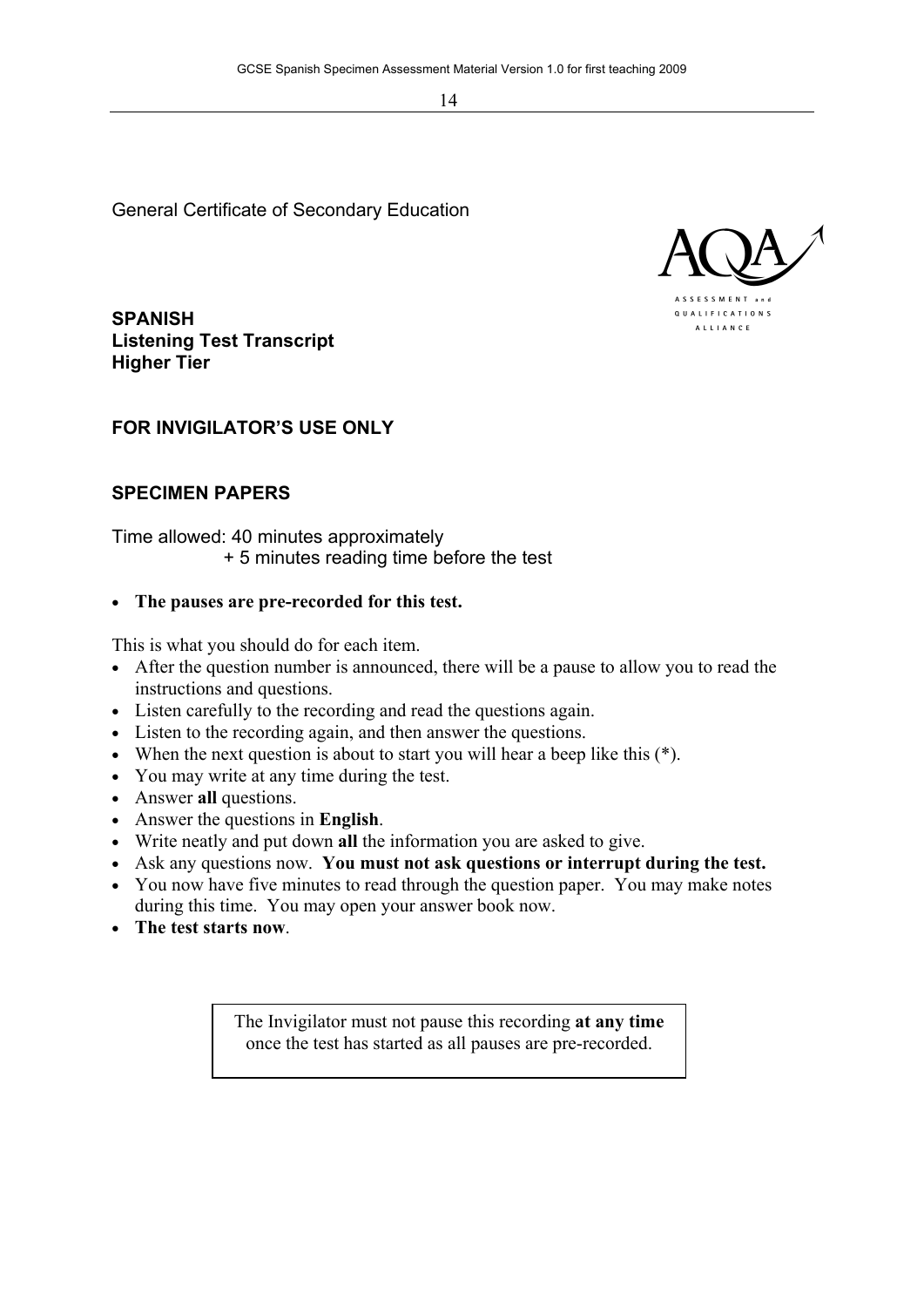General Certificate of Secondary Education

**SPANISH**
**Listening Test Transcript**
**Higher Tier**

**FOR INVIGILATOR'S USE ONLY**

**SPECIMEN PAPERS**

Time allowed: 40 minutes approximately
+ 5 minutes reading time before the test

- **The pauses are pre-recorded for this test.**

This is what you should do for each item.

- After the question number is announced, there will be a pause to allow you to read the instructions and questions.
- Listen carefully to the recording and read the questions again.
- Listen to the recording again, and then answer the questions.
- When the next question is about to start you will hear a beep like this (*).
- You may write at any time during the test.
- Answer **all** questions.
- Answer the questions in **English**.
- Write neatly and put down **all** the information you are asked to give.
- Ask any questions now. **You must not ask questions or interrupt during the test.**
- You now have five minutes to read through the question paper. You may make notes during this time. You may open your answer book now.
- **The test starts now**.

The Invigilator must not pause this recording **at any time** once the test has started as all pauses are pre-recorded.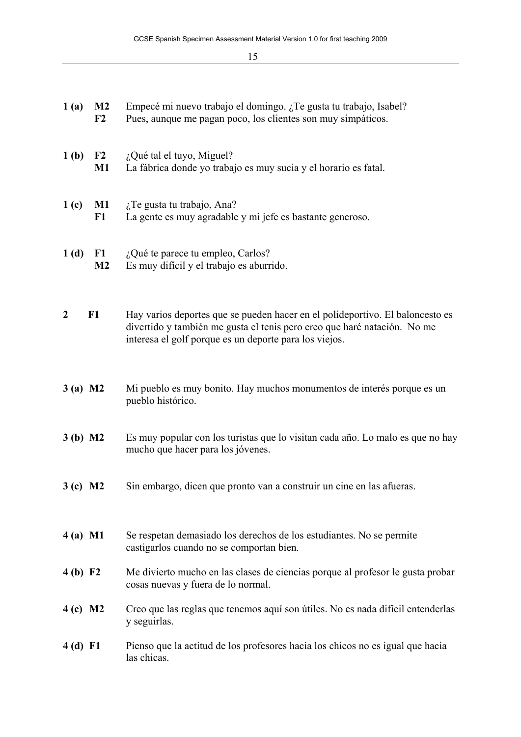**1 (a)** **M2** Empecé mi nuevo trabajo el domingo. ¿Te gusta tu trabajo, Isabel?
**F2** Pues, aunque me pagan poco, los clientes son muy simpáticos.

**1 (b)** **F2** ¿Qué tal el tuyo, Miguel?
**M1** La fábrica donde yo trabajo es muy sucia y el horario es fatal.

**1 (c)** **M1** ¿Te gusta tu trabajo, Ana?
**F1** La gente es muy agradable y mi jefe es bastante generoso.

**1 (d)** **F1** ¿Qué te parece tu empleo, Carlos?
**M2** Es muy difícil y el trabajo es aburrido.

**2** **F1** Hay varios deportes que se pueden hacer en el polideportivo. El baloncesto es divertido y también me gusta el tenis pero creo que haré natación. No me interesa el golf porque es un deporte para los viejos.

**3 (a)** **M2** Mi pueblo es muy bonito. Hay muchos monumentos de interés porque es un pueblo histórico.

**3 (b)** **M2** Es muy popular con los turistas que lo visitan cada año. Lo malo es que no hay mucho que hacer para los jóvenes.

**3 (c)** **M2** Sin embargo, dicen que pronto van a construir un cine en las afueras.

**4 (a)** **M1** Se respetan demasiado los derechos de los estudiantes. No se permite castigarlos cuando no se comportan bien.

**4 (b)** **F2** Me divierto mucho en las clases de ciencias porque al profesor le gusta probar cosas nuevas y fuera de lo normal.

**4 (c)** **M2** Creo que las reglas que tenemos aquí son útiles. No es nada difícil entenderlas y seguirlas.

**4 (d)** **F1** Pienso que la actitud de los profesores hacia los chicos no es igual que hacia las chicas.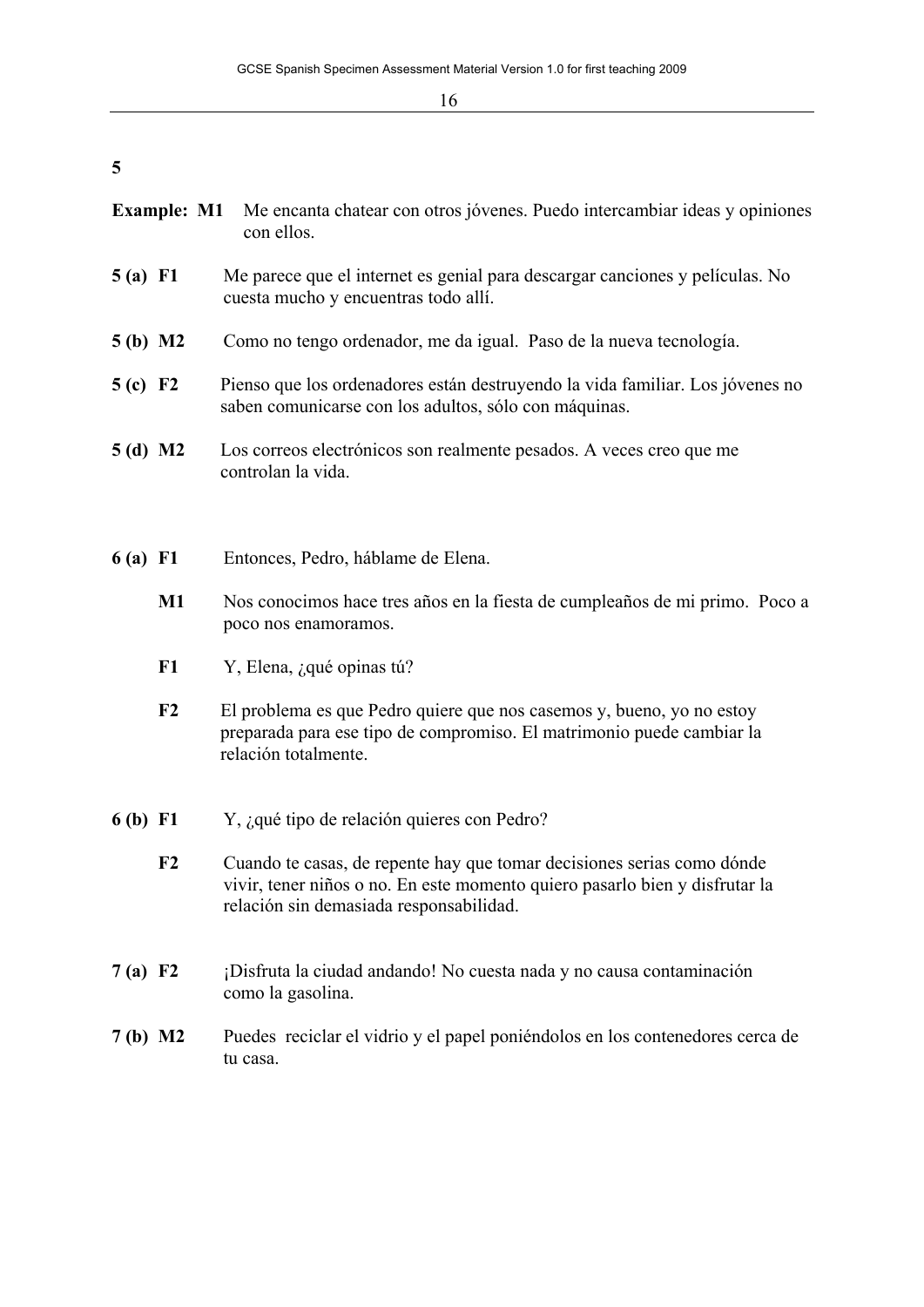**5**

**Example: M1** Me encanta chatear con otros jóvenes. Puedo intercambiar ideas y opiniones con ellos.

**5 (a) F1** Me parece que el internet es genial para descargar canciones y películas. No cuesta mucho y encuentras todo allí.

**5 (b) M2** Como no tengo ordenador, me da igual. Paso de la nueva tecnología.

**5 (c) F2** Pienso que los ordenadores están destruyendo la vida familiar. Los jóvenes no saben comunicarse con los adultos, sólo con máquinas.

**5 (d) M2** Los correos electrónicos son realmente pesados. A veces creo que me controlan la vida.

**6 (a) F1** Entonces, Pedro, háblame de Elena.

**M1** Nos conocimos hace tres años en la fiesta de cumpleaños de mi primo. Poco a poco nos enamoramos.

**F1** Y, Elena, ¿qué opinas tú?

**F2** El problema es que Pedro quiere que nos casemos y, bueno, yo no estoy preparada para ese tipo de compromiso. El matrimonio puede cambiar la relación totalmente.

**6 (b) F1** Y, ¿qué tipo de relación quieres con Pedro?

**F2** Cuando te casas, de repente hay que tomar decisiones serias como dónde vivir, tener niños o no. En este momento quiero pasarlo bien y disfrutar la relación sin demasiada responsabilidad.

**7 (a) F2** ¡Disfruta la ciudad andando! No cuesta nada y no causa contaminación como la gasolina.

**7 (b) M2** Puedes reciclar el vidrio y el papel poniéndolos en los contenedores cerca de tu casa.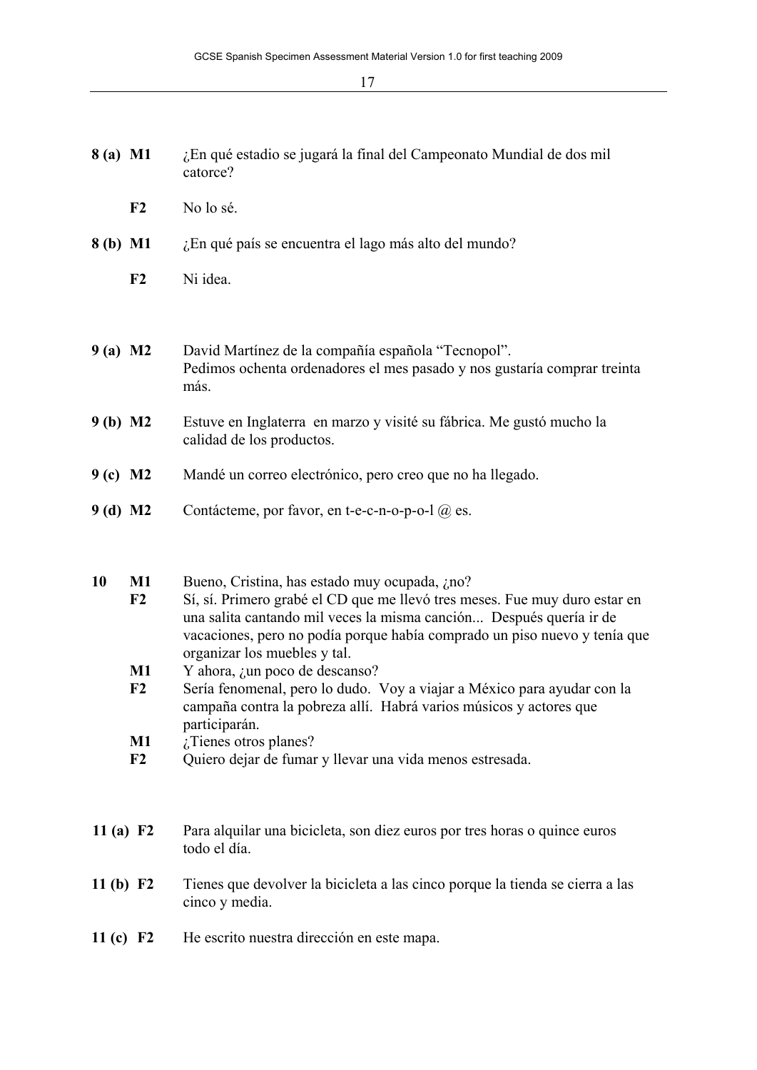**8 (a) M1** ¿En qué estadio se jugará la final del Campeonato Mundial de dos mil catorce?

**F2** No lo sé.

**8 (b) M1** ¿En qué país se encuentra el lago más alto del mundo?

**F2** Ni idea.

**9 (a) M2** David Martínez de la compañía española "Tecnopol".
Pedimos ochenta ordenadores el mes pasado y nos gustaría comprar treinta más.

**9 (b) M2** Estuve en Inglaterra en marzo y visité su fábrica. Me gustó mucho la calidad de los productos.

**9 (c) M2** Mandé un correo electrónico, pero creo que no ha llegado.

**9 (d) M2** Contácteme, por favor, en t-e-c-n-o-p-o-l @ es.

**10**

**M1** Bueno, Cristina, has estado muy ocupada, ¿no?

**F2** Sí, sí. Primero grabé el CD que me llevó tres meses. Fue muy duro estar en una salita cantando mil veces la misma canción... Después quería ir de vacaciones, pero no podía porque había comprado un piso nuevo y tenía que organizar los muebles y tal.

**M1** Y ahora, ¿un poco de descanso?

**F2** Sería fenomenal, pero lo dudo. Voy a viajar a México para ayudar con la campaña contra la pobreza allí. Habrá varios músicos y actores que participarán.

**M1** ¿Tienes otros planes?

**F2** Quiero dejar de fumar y llevar una vida menos estresada.

**11 (a) F2** Para alquilar una bicicleta, son diez euros por tres horas o quince euros todo el día.

**11 (b) F2** Tienes que devolver la bicicleta a las cinco porque la tienda se cierra a las cinco y media.

**11 (c) F2** He escrito nuestra dirección en este mapa.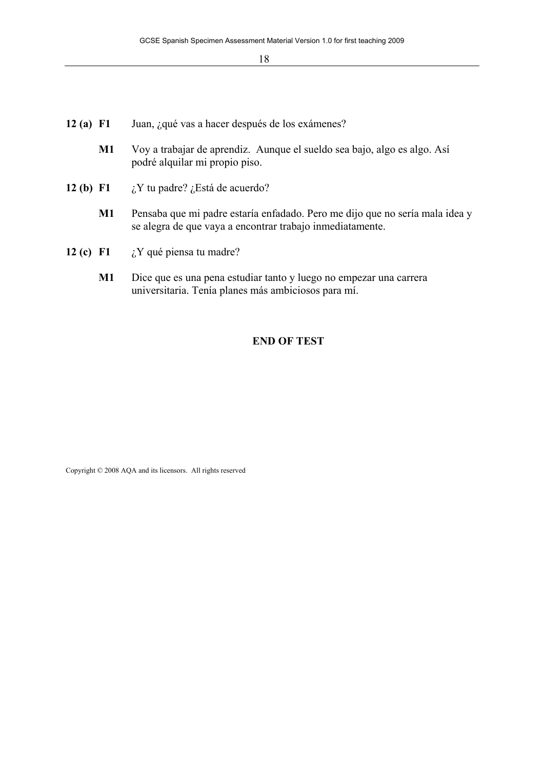**12 (a) F1** Juan, ¿qué vas a hacer después de los exámenes?

**M1** Voy a trabajar de aprendiz. Aunque el sueldo sea bajo, algo es algo. Así podré alquilar mi propio piso.

**12 (b) F1** ¿Y tu padre? ¿Está de acuerdo?

**M1** Pensaba que mi padre estaría enfadado. Pero me dijo que no sería mala idea y se alegra de que vaya a encontrar trabajo inmediatamente.

**12 (c) F1** ¿Y qué piensa tu madre?

**M1** Dice que es una pena estudiar tanto y luego no empezar una carrera universitaria. Tenía planes más ambiciosos para mí.

**END OF TEST**

Copyright © 2008 AQA and its licensors. All rights reserved